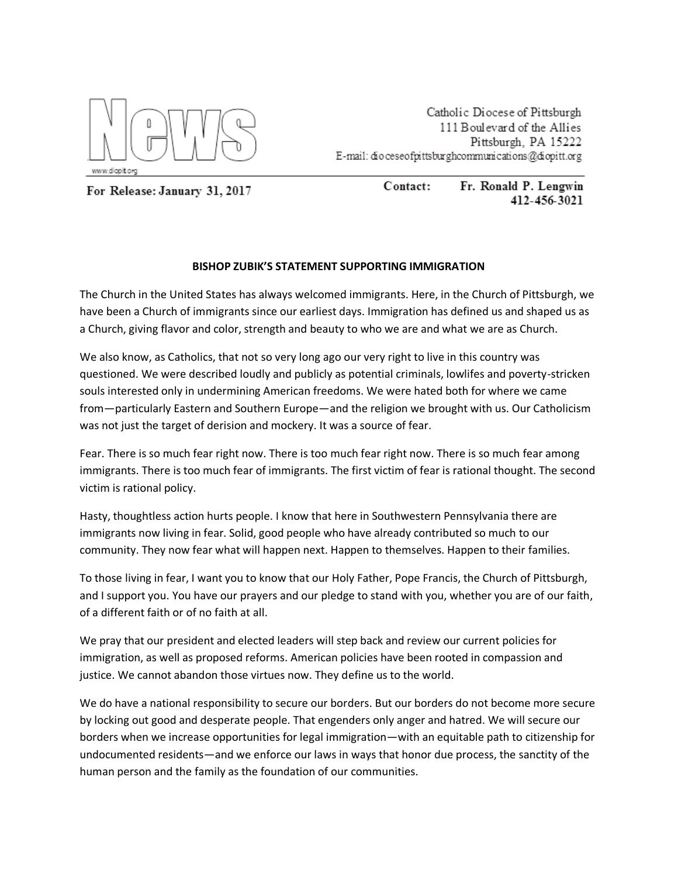# News

www.diopitt.org

Catholic Diocese of Pittsburgh
111 Boulevard of the Allies
Pittsburgh, PA 15222
E-mail: dioceseofpittsburghcommunications@diopitt.org

For Release: January 31, 2017

Contact: Fr. Ronald P. Lengwin
412-456-3021

**BISHOP ZUBIK'S STATEMENT SUPPORTING IMMIGRATION**

The Church in the United States has always welcomed immigrants. Here, in the Church of Pittsburgh, we have been a Church of immigrants since our earliest days. Immigration has defined us and shaped us as a Church, giving flavor and color, strength and beauty to who we are and what we are as Church.

We also know, as Catholics, that not so very long ago our very right to live in this country was questioned. We were described loudly and publicly as potential criminals, lowlifes and poverty-stricken souls interested only in undermining American freedoms. We were hated both for where we came from—particularly Eastern and Southern Europe—and the religion we brought with us. Our Catholicism was not just the target of derision and mockery. It was a source of fear.

Fear. There is so much fear right now. There is too much fear right now. There is so much fear among immigrants. There is too much fear of immigrants. The first victim of fear is rational thought. The second victim is rational policy.

Hasty, thoughtless action hurts people. I know that here in Southwestern Pennsylvania there are immigrants now living in fear. Solid, good people who have already contributed so much to our community. They now fear what will happen next. Happen to themselves. Happen to their families.

To those living in fear, I want you to know that our Holy Father, Pope Francis, the Church of Pittsburgh, and I support you. You have our prayers and our pledge to stand with you, whether you are of our faith, of a different faith or of no faith at all.

We pray that our president and elected leaders will step back and review our current policies for immigration, as well as proposed reforms. American policies have been rooted in compassion and justice. We cannot abandon those virtues now. They define us to the world.

We do have a national responsibility to secure our borders. But our borders do not become more secure by locking out good and desperate people. That engenders only anger and hatred. We will secure our borders when we increase opportunities for legal immigration—with an equitable path to citizenship for undocumented residents—and we enforce our laws in ways that honor due process, the sanctity of the human person and the family as the foundation of our communities.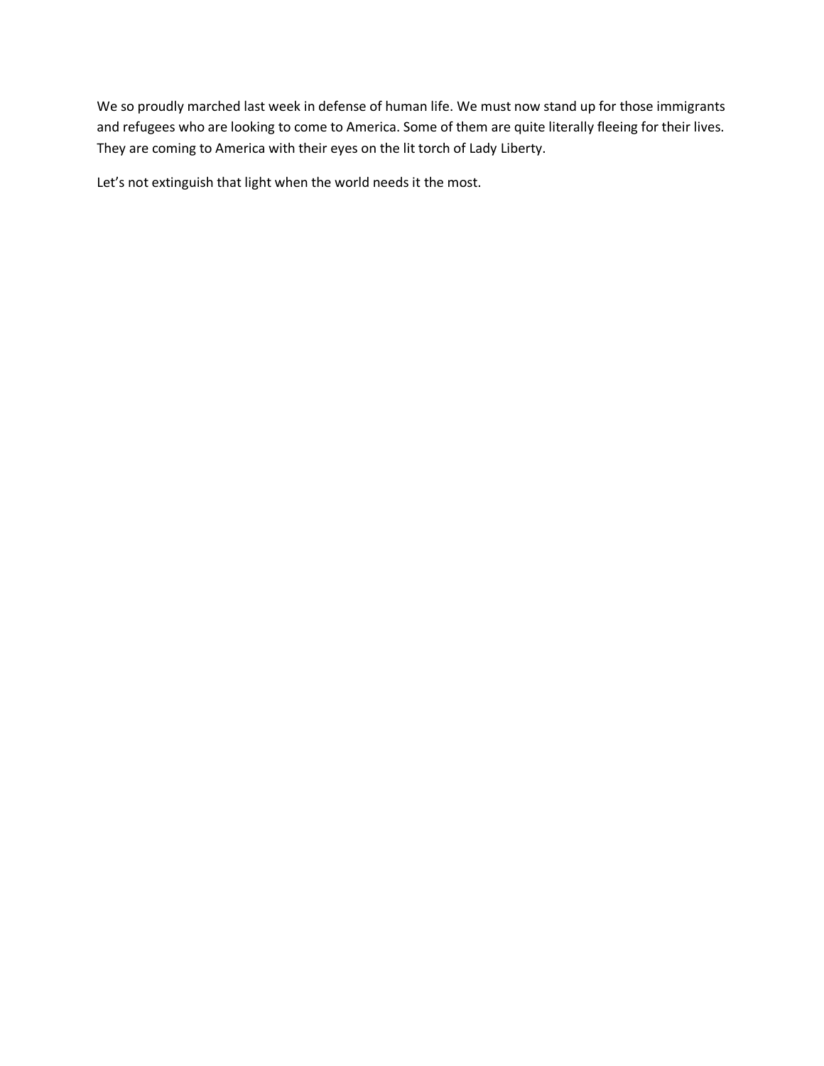We so proudly marched last week in defense of human life. We must now stand up for those immigrants and refugees who are looking to come to America. Some of them are quite literally fleeing for their lives. They are coming to America with their eyes on the lit torch of Lady Liberty.

Let's not extinguish that light when the world needs it the most.